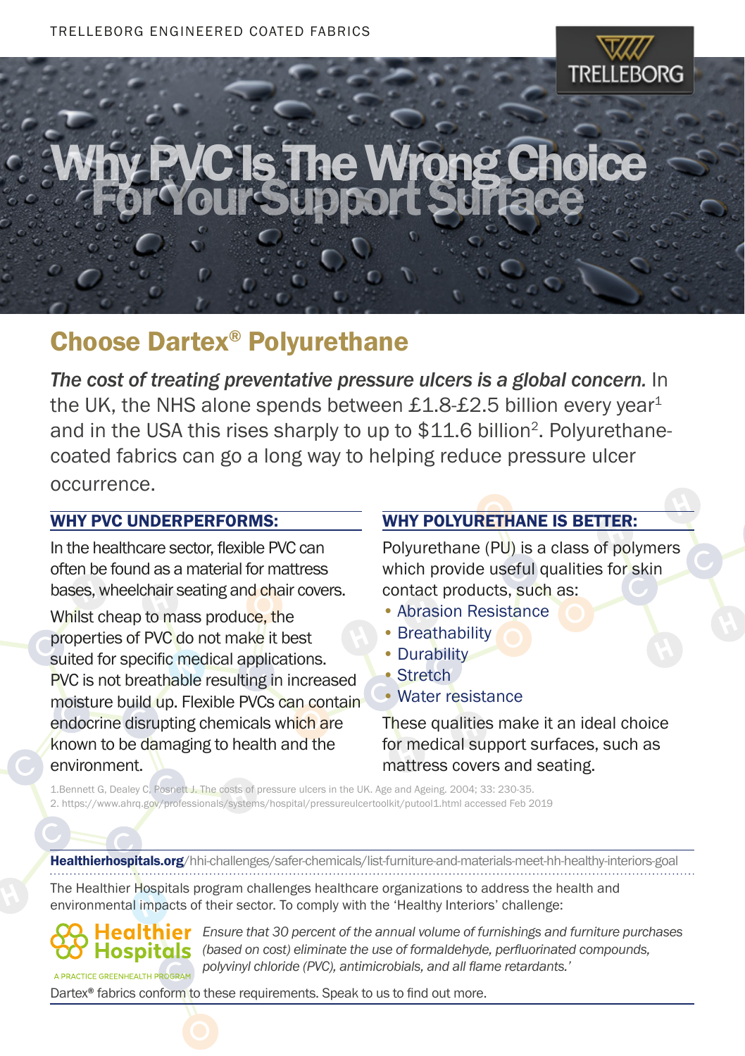TRELLEBORG ENGINEERED COATED FABRICS

# Why PVC Is The Wrong Choice For Your Support Surface

## Choose Dartex® Polyurethane

*The cost of treating preventative pressure ulcers is a global concern.* In the UK, the NHS alone spends between £1.8-£2.5 billion every year[1] and in the USA this rises sharply to up to $11.6 billion[2]. Polyurethane-coated fabrics can go a long way to helping reduce pressure ulcer occurrence.

### WHY PVC UNDERPERFORMS:

In the healthcare sector, flexible PVC can often be found as a material for mattress bases, wheelchair seating and chair covers.

Whilst cheap to mass produce, the properties of PVC do not make it best suited for specific medical applications. PVC is not breathable resulting in increased moisture build up. Flexible PVCs can contain endocrine disrupting chemicals which are known to be damaging to health and the environment.

### WHY POLYURETHANE IS BETTER:

Polyurethane (PU) is a class of polymers which provide useful qualities for skin contact products, such as:

- Abrasion Resistance
- Breathability
- Durability
- Stretch
- Water resistance

These qualities make it an ideal choice for medical support surfaces, such as mattress covers and seating.

1.Bennett G, Dealey C, Posnett J. The costs of pressure ulcers in the UK. Age and Ageing. 2004; 33: 230-35.
2. https://www.ahrq.gov/professionals/systems/hospital/pressureulcertoolkit/putool1.html accessed Feb 2019

**Healthierhospitals.org**/hhi-challenges/safer-chemicals/list-furniture-and-materials-meet-hh-healthy-interiors-goal

The Healthier Hospitals program challenges healthcare organizations to address the health and environmental impacts of their sector. To comply with the 'Healthy Interiors' challenge:

Healthier Hospitals
A PRACTICE GREENHEALTH PROGRAM

*Ensure that 30 percent of the annual volume of furnishings and furniture purchases (based on cost) eliminate the use of formaldehyde, perfluorinated compounds, polyvinyl chloride (PVC), antimicrobials, and all flame retardants.'*

Dartex® fabrics conform to these requirements. Speak to us to find out more.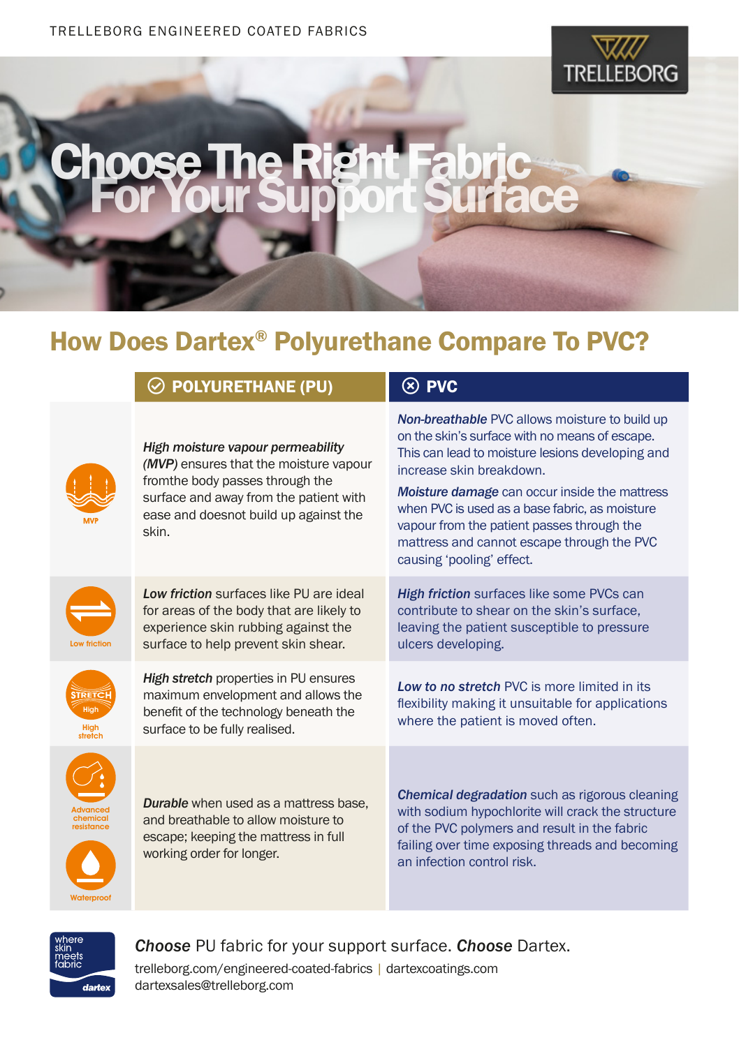TRELLEBORG ENGINEERED COATED FABRICS

TRELLEBORG

# Choose The Right Fabric For Your Support Surface

## How Does Dartex® Polyurethane Compare To PVC?

| | POLYURETHANE (PU) | PVC |
|---|---|---|
| MVP | ***High moisture vapour permeability (MVP)*** ensures that the moisture vapour fromthe body passes through the surface and away from the patient with ease and doesnot build up against the skin. | ***Non-breathable*** PVC allows moisture to build up on the skin's surface with no means of escape. This can lead to moisture lesions developing and increase skin breakdown. ***Moisture damage*** can occur inside the mattress when PVC is used as a base fabric, as moisture vapour from the patient passes through the mattress and cannot escape through the PVC causing 'pooling' effect. |
| Low friction | ***Low friction*** surfaces like PU are ideal for areas of the body that are likely to experience skin rubbing against the surface to help prevent skin shear. | ***High friction*** surfaces like some PVCs can contribute to shear on the skin's surface, leaving the patient susceptible to pressure ulcers developing. |
| STRETCH High — High stretch | ***High stretch*** properties in PU ensures maximum envelopment and allows the benefit of the technology beneath the surface to be fully realised. | ***Low to no stretch*** PVC is more limited in its flexibility making it unsuitable for applications where the patient is moved often. |
| Advanced chemical resistance; Waterproof | ***Durable*** when used as a mattress base, and breathable to allow moisture to escape; keeping the mattress in full working order for longer. | ***Chemical degradation*** such as rigorous cleaning with sodium hypochlorite will crack the structure of the PVC polymers and result in the fabric failing over time exposing threads and becoming an infection control risk. |

where skin meets fabric — dartex

***Choose*** PU fabric for your support surface. ***Choose*** Dartex.

trelleborg.com/engineered-coated-fabrics | dartexcoatings.com
dartexsales@trelleborg.com